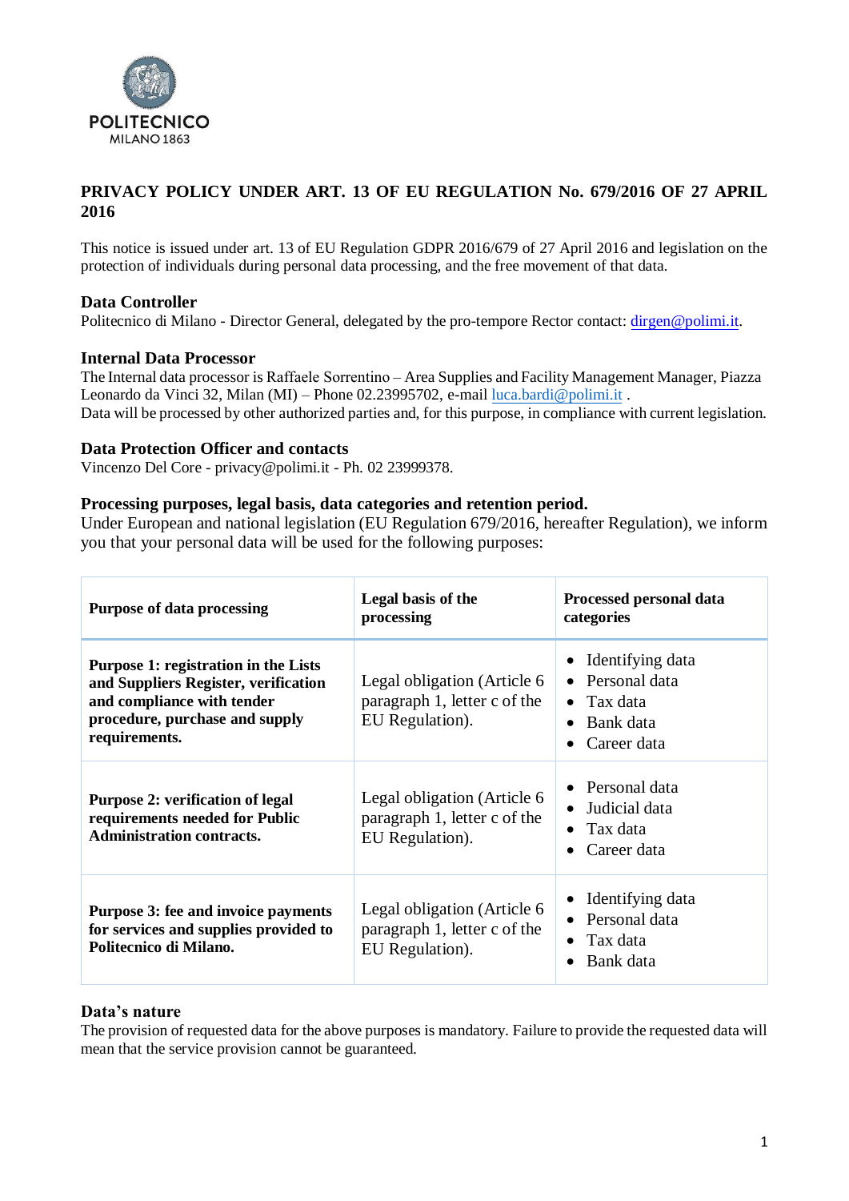# PRIVACY POLICY UNDER ART. 13 OF EU REGULATION No. 679/2016 OF 27 APRIL 2016

This notice is issued under art. 13 of EU Regulation GDPR 2016/679 of 27 April 2016 and legislation on the protection of individuals during personal data processing, and the free movement of that data.

## Data Controller

Politecnico di Milano - Director General, delegated by the pro-tempore Rector contact: dirgen@polimi.it.

## Internal Data Processor

The Internal data processor is Raffaele Sorrentino – Area Supplies and Facility Management Manager, Piazza Leonardo da Vinci 32, Milan (MI) – Phone 02.23995702, e-mail luca.bardi@polimi.it .
Data will be processed by other authorized parties and, for this purpose, in compliance with current legislation.

## Data Protection Officer and contacts

Vincenzo Del Core - privacy@polimi.it - Ph. 02 23999378.

## Processing purposes, legal basis, data categories and retention period.

Under European and national legislation (EU Regulation 679/2016, hereafter Regulation), we inform you that your personal data will be used for the following purposes:

| Purpose of data processing | Legal basis of the processing | Processed personal data categories |
|---|---|---|
| **Purpose 1: registration in the Lists and Suppliers Register, verification and compliance with tender procedure, purchase and supply requirements.** | Legal obligation (Article 6 paragraph 1, letter c of the EU Regulation). | • Identifying data<br>• Personal data<br>• Tax data<br>• Bank data<br>• Career data |
| **Purpose 2: verification of legal requirements needed for Public Administration contracts.** | Legal obligation (Article 6 paragraph 1, letter c of the EU Regulation). | • Personal data<br>• Judicial data<br>• Tax data<br>• Career data |
| **Purpose 3: fee and invoice payments for services and supplies provided to Politecnico di Milano.** | Legal obligation (Article 6 paragraph 1, letter c of the EU Regulation). | • Identifying data<br>• Personal data<br>• Tax data<br>• Bank data |

## Data's nature

The provision of requested data for the above purposes is mandatory. Failure to provide the requested data will mean that the service provision cannot be guaranteed.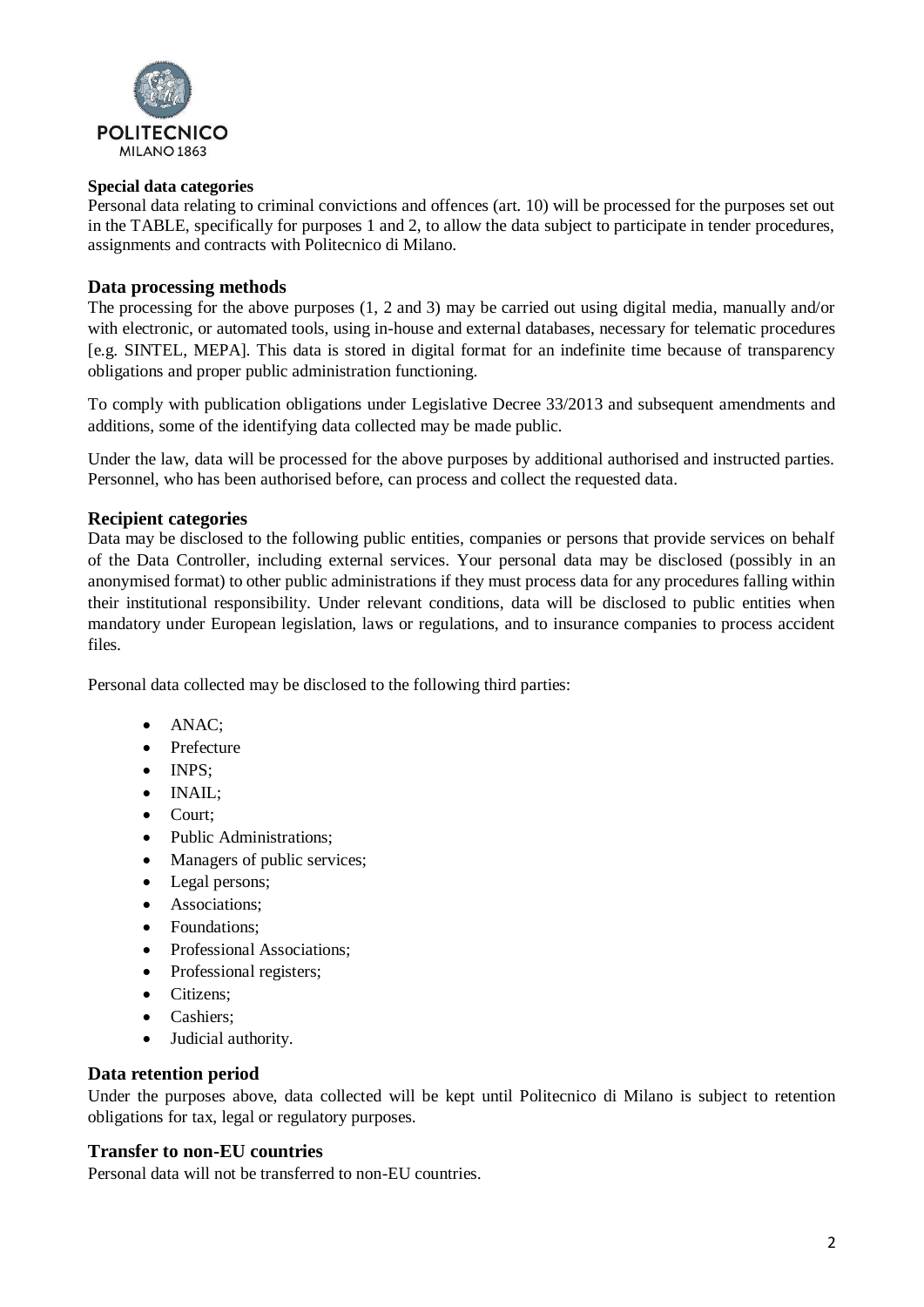**Special data categories**

Personal data relating to criminal convictions and offences (art. 10) will be processed for the purposes set out in the TABLE, specifically for purposes 1 and 2, to allow the data subject to participate in tender procedures, assignments and contracts with Politecnico di Milano.

## Data processing methods

The processing for the above purposes (1, 2 and 3) may be carried out using digital media, manually and/or with electronic, or automated tools, using in-house and external databases, necessary for telematic procedures [e.g. SINTEL, MEPA]. This data is stored in digital format for an indefinite time because of transparency obligations and proper public administration functioning.

To comply with publication obligations under Legislative Decree 33/2013 and subsequent amendments and additions, some of the identifying data collected may be made public.

Under the law, data will be processed for the above purposes by additional authorised and instructed parties. Personnel, who has been authorised before, can process and collect the requested data.

## Recipient categories

Data may be disclosed to the following public entities, companies or persons that provide services on behalf of the Data Controller, including external services. Your personal data may be disclosed (possibly in an anonymised format) to other public administrations if they must process data for any procedures falling within their institutional responsibility. Under relevant conditions, data will be disclosed to public entities when mandatory under European legislation, laws or regulations, and to insurance companies to process accident files.

Personal data collected may be disclosed to the following third parties:

- ANAC;
- Prefecture
- INPS;
- INAIL;
- Court;
- Public Administrations;
- Managers of public services;
- Legal persons;
- Associations;
- Foundations;
- Professional Associations;
- Professional registers;
- Citizens;
- Cashiers;
- Judicial authority.

## Data retention period

Under the purposes above, data collected will be kept until Politecnico di Milano is subject to retention obligations for tax, legal or regulatory purposes.

## Transfer to non-EU countries

Personal data will not be transferred to non-EU countries.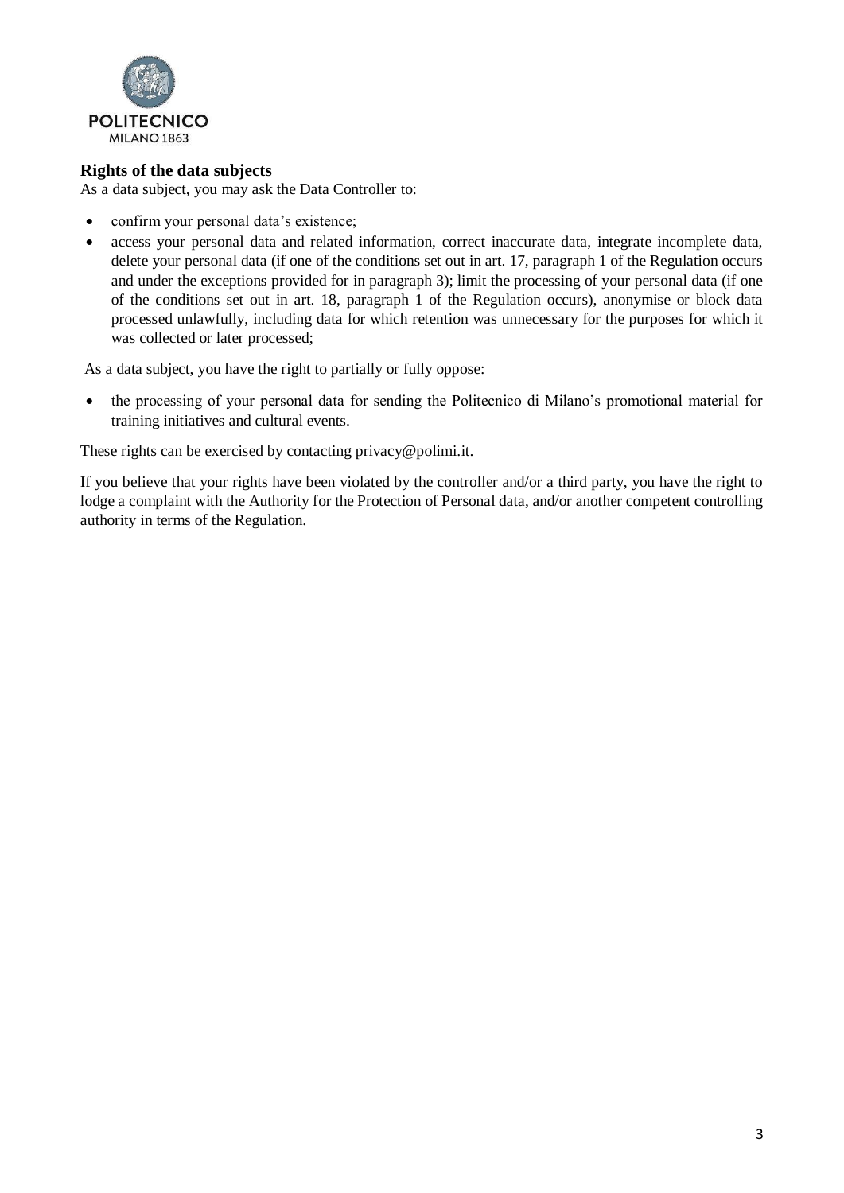## Rights of the data subjects

As a data subject, you may ask the Data Controller to:

- confirm your personal data's existence;
- access your personal data and related information, correct inaccurate data, integrate incomplete data, delete your personal data (if one of the conditions set out in art. 17, paragraph 1 of the Regulation occurs and under the exceptions provided for in paragraph 3); limit the processing of your personal data (if one of the conditions set out in art. 18, paragraph 1 of the Regulation occurs), anonymise or block data processed unlawfully, including data for which retention was unnecessary for the purposes for which it was collected or later processed;

As a data subject, you have the right to partially or fully oppose:

- the processing of your personal data for sending the Politecnico di Milano's promotional material for training initiatives and cultural events.

These rights can be exercised by contacting privacy@polimi.it.

If you believe that your rights have been violated by the controller and/or a third party, you have the right to lodge a complaint with the Authority for the Protection of Personal data, and/or another competent controlling authority in terms of the Regulation.